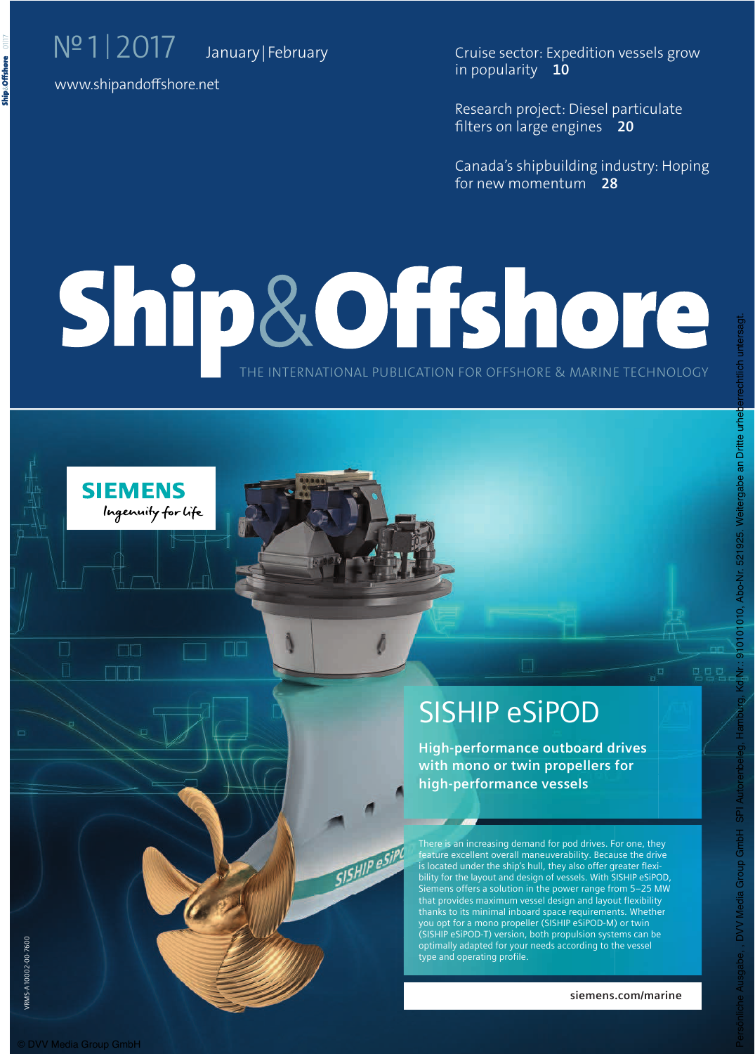№ 1 | 2017 January | February

www.shipandoffshore.net

Cruise sector: Expedition vessels grow in popularity **10**

Research project: Diesel particulate filters on large engines **20**

Canada's shipbuilding industry: Hoping for new momentum **28**

# Ship&Offshore

THE INTERNATIONAL PUBLICATION FOR OFFSHORE & MARINE TECHNOLOGY

**SIEMENS**
*Ingenuity for life*

## SISHIP eSiPOD

**High-performance outboard drives with mono or twin propellers for high-performance vessels**

There is an increasing demand for pod drives. For one, they feature excellent overall maneuverability. Because the drive is located under the ship's hull, they also offer greater flexibility for the layout and design of vessels. With SISHIP eSiPOD, Siemens offers a solution in the power range from 5–25 MW that provides maximum vessel design and layout flexibility thanks to its minimal inboard space requirements. Whether you opt for a mono propeller (SISHIP eSiPOD-M) or twin (SISHIP eSiPOD-T) version, both propulsion systems can be optimally adapted for your needs according to the vessel type and operating profile.

**siemens.com/marine**

VRMS-A10002-00-7600

© DVV Media Group GmbH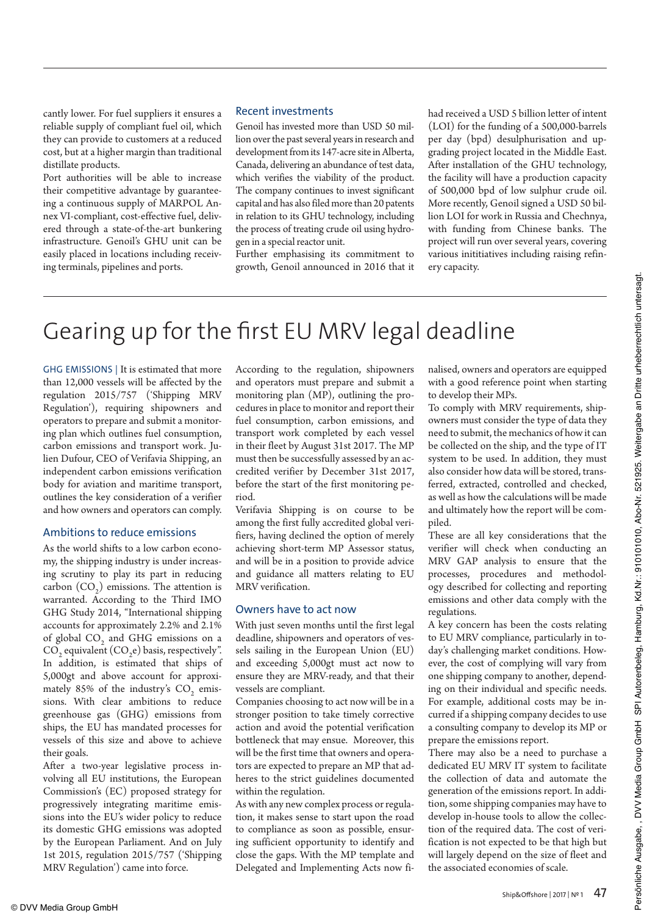cantly lower. For fuel suppliers it ensures a reliable supply of compliant fuel oil, which they can provide to customers at a reduced cost, but at a higher margin than traditional distillate products.

Port authorities will be able to increase their competitive advantage by guaranteeing a continuous supply of MARPOL Annex VI-compliant, cost-effective fuel, delivered through a state-of-the-art bunkering infrastructure. Genoil's GHU unit can be easily placed in locations including receiving terminals, pipelines and ports.

## Recent investments

Genoil has invested more than USD 50 million over the past several years in research and development from its 147-acre site in Alberta, Canada, delivering an abundance of test data, which verifies the viability of the product. The company continues to invest significant capital and has also filed more than 20 patents in relation to its GHU technology, including the process of treating crude oil using hydrogen in a special reactor unit.

Further emphasising its commitment to growth, Genoil announced in 2016 that it had received a USD 5 billion letter of intent (LOI) for the funding of a 500,000-barrels per day (bpd) desulphurisation and upgrading project located in the Middle East. After installation of the GHU technology, the facility will have a production capacity of 500,000 bpd of low sulphur crude oil. More recently, Genoil signed a USD 50 billion LOI for work in Russia and Chechnya, with funding from Chinese banks. The project will run over several years, covering various inititiatives including raising refinery capacity.

# Gearing up for the first EU MRV legal deadline

GHG EMISSIONS | It is estimated that more than 12,000 vessels will be affected by the regulation 2015/757 ('Shipping MRV Regulation'), requiring shipowners and operators to prepare and submit a monitoring plan which outlines fuel consumption, carbon emissions and transport work. Julien Dufour, CEO of Verifavia Shipping, an independent carbon emissions verification body for aviation and maritime transport, outlines the key consideration of a verifier and how owners and operators can comply.

## Ambitions to reduce emissions

As the world shifts to a low carbon economy, the shipping industry is under increasing scrutiny to play its part in reducing carbon ($CO_2$) emissions. The attention is warranted. According to the Third IMO GHG Study 2014, "International shipping accounts for approximately 2.2% and 2.1% of global $CO_2$ and GHG emissions on a $CO_2$ equivalent ($CO_2e$) basis, respectively". In addition, is estimated that ships of 5,000gt and above account for approximately 85% of the industry's $CO_2$ emissions. With clear ambitions to reduce greenhouse gas (GHG) emissions from ships, the EU has mandated processes for vessels of this size and above to achieve their goals.

After a two-year legislative process involving all EU institutions, the European Commission's (EC) proposed strategy for progressively integrating maritime emissions into the EU's wider policy to reduce its domestic GHG emissions was adopted by the European Parliament. And on July 1st 2015, regulation 2015/757 ('Shipping MRV Regulation') came into force.

According to the regulation, shipowners and operators must prepare and submit a monitoring plan (MP), outlining the procedures in place to monitor and report their fuel consumption, carbon emissions, and transport work completed by each vessel in their fleet by August 31st 2017. The MP must then be successfully assessed by an accredited verifier by December 31st 2017, before the start of the first monitoring period.

Verifavia Shipping is on course to be among the first fully accredited global verifiers, having declined the option of merely achieving short-term MP Assessor status, and will be in a position to provide advice and guidance all matters relating to EU MRV verification.

## Owners have to act now

With just seven months until the first legal deadline, shipowners and operators of vessels sailing in the European Union (EU) and exceeding 5,000gt must act now to ensure they are MRV-ready, and that their vessels are compliant.

Companies choosing to act now will be in a stronger position to take timely corrective action and avoid the potential verification bottleneck that may ensue. Moreover, this will be the first time that owners and operators are expected to prepare an MP that adheres to the strict guidelines documented within the regulation.

As with any new complex process or regulation, it makes sense to start upon the road to compliance as soon as possible, ensuring sufficient opportunity to identify and close the gaps. With the MP template and Delegated and Implementing Acts now finalised, owners and operators are equipped with a good reference point when starting to develop their MPs.

To comply with MRV requirements, shipowners must consider the type of data they need to submit, the mechanics of how it can be collected on the ship, and the type of IT system to be used. In addition, they must also consider how data will be stored, transferred, extracted, controlled and checked, as well as how the calculations will be made and ultimately how the report will be compiled.

These are all key considerations that the verifier will check when conducting an MRV GAP analysis to ensure that the processes, procedures and methodology described for collecting and reporting emissions and other data comply with the regulations.

A key concern has been the costs relating to EU MRV compliance, particularly in today's challenging market conditions. However, the cost of complying will vary from one shipping company to another, depending on their individual and specific needs. For example, additional costs may be incurred if a shipping company decides to use a consulting company to develop its MP or prepare the emissions report.

There may also be a need to purchase a dedicated EU MRV IT system to facilitate the collection of data and automate the generation of the emissions report. In addition, some shipping companies may have to develop in-house tools to allow the collection of the required data. The cost of verification is not expected to be that high but will largely depend on the size of fleet and the associated economies of scale.